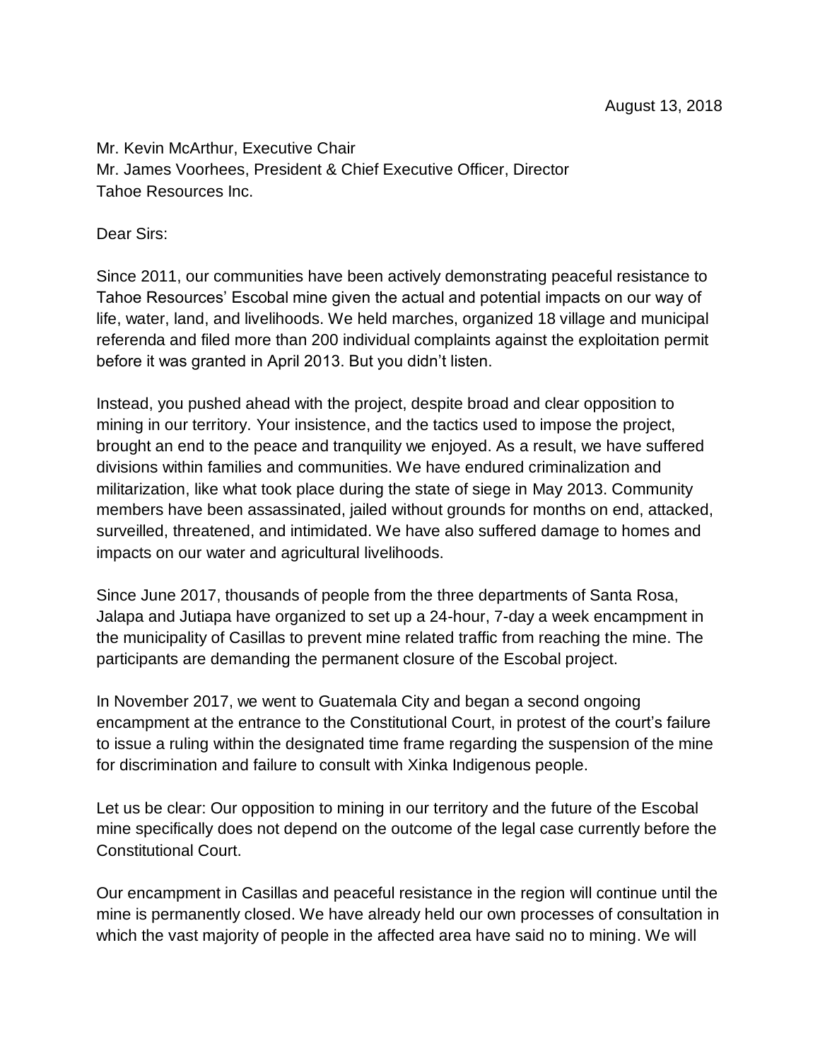August 13, 2018

Mr. Kevin McArthur, Executive Chair
Mr. James Voorhees, President & Chief Executive Officer, Director
Tahoe Resources Inc.

Dear Sirs:

Since 2011, our communities have been actively demonstrating peaceful resistance to Tahoe Resources' Escobal mine given the actual and potential impacts on our way of life, water, land, and livelihoods. We held marches, organized 18 village and municipal referenda and filed more than 200 individual complaints against the exploitation permit before it was granted in April 2013. But you didn't listen.

Instead, you pushed ahead with the project, despite broad and clear opposition to mining in our territory. Your insistence, and the tactics used to impose the project, brought an end to the peace and tranquility we enjoyed. As a result, we have suffered divisions within families and communities. We have endured criminalization and militarization, like what took place during the state of siege in May 2013. Community members have been assassinated, jailed without grounds for months on end, attacked, surveilled, threatened, and intimidated. We have also suffered damage to homes and impacts on our water and agricultural livelihoods.

Since June 2017, thousands of people from the three departments of Santa Rosa, Jalapa and Jutiapa have organized to set up a 24-hour, 7-day a week encampment in the municipality of Casillas to prevent mine related traffic from reaching the mine. The participants are demanding the permanent closure of the Escobal project.

In November 2017, we went to Guatemala City and began a second ongoing encampment at the entrance to the Constitutional Court, in protest of the court's failure to issue a ruling within the designated time frame regarding the suspension of the mine for discrimination and failure to consult with Xinka Indigenous people.

Let us be clear: Our opposition to mining in our territory and the future of the Escobal mine specifically does not depend on the outcome of the legal case currently before the Constitutional Court.

Our encampment in Casillas and peaceful resistance in the region will continue until the mine is permanently closed. We have already held our own processes of consultation in which the vast majority of people in the affected area have said no to mining. We will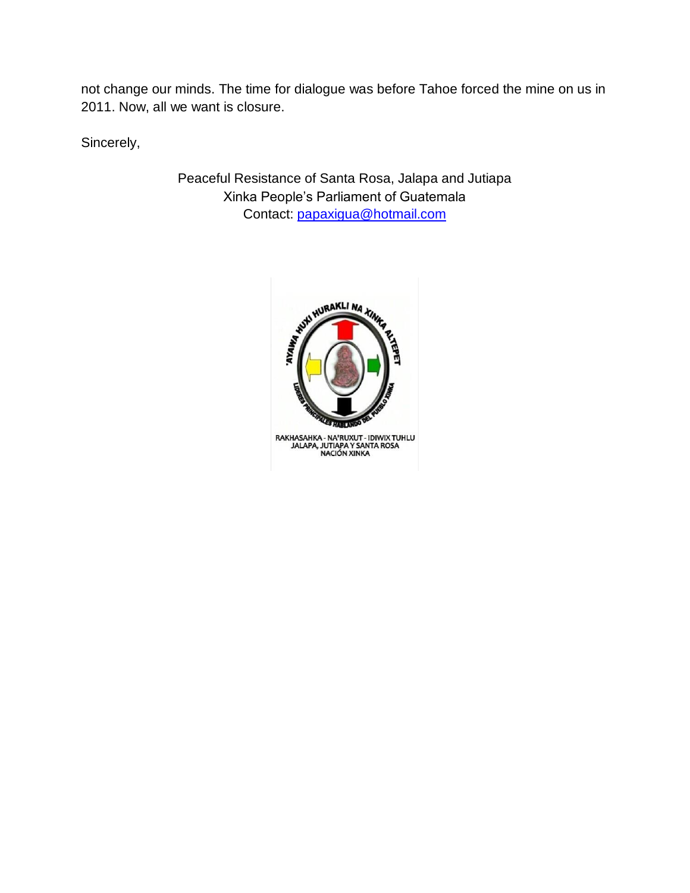not change our minds. The time for dialogue was before Tahoe forced the mine on us in 2011. Now, all we want is closure.

Sincerely,

Peaceful Resistance of Santa Rosa, Jalapa and Jutiapa
Xinka People's Parliament of Guatemala
Contact: papaxigua@hotmail.com

RAKHASAHKA - NA'RUXUT - IDIWIX TUHLU
JALAPA, JUTIAPA Y SANTA ROSA
NACIÓN XINKA